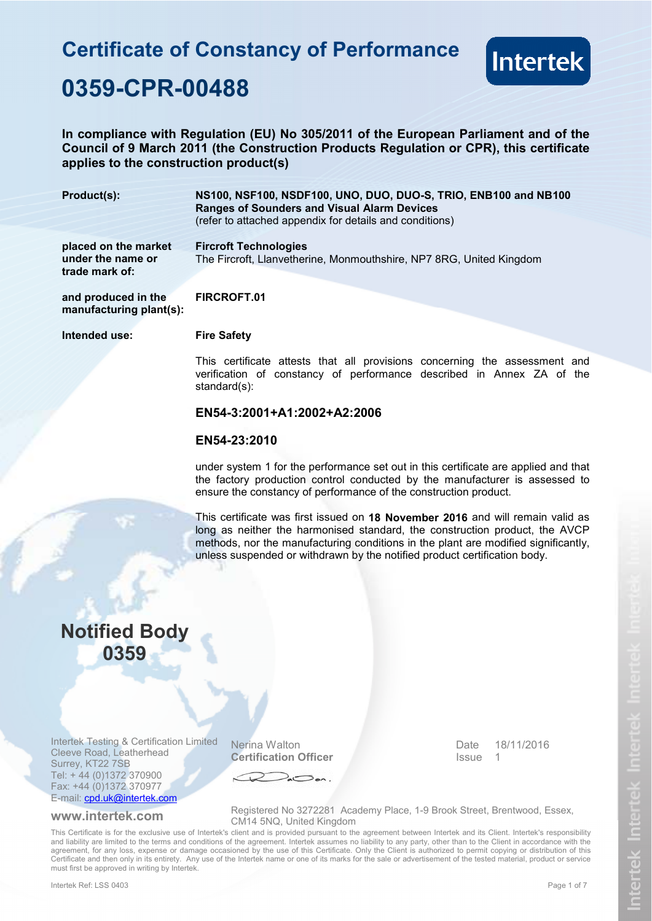# Certificate of Constancy of Performance

# 0359-CPR-00488

Intertek

**In compliance with Regulation (EU) No 305/2011 of the European Parliament and of the Council of 9 March 2011 (the Construction Products Regulation or CPR), this certificate applies to the construction product(s)**

**Product(s):** **NS100, NSF100, NSDF100, UNO, DUO, DUO-S, TRIO, ENB100 and NB100 Ranges of Sounders and Visual Alarm Devices**
(refer to attached appendix for details and conditions)

**placed on the market under the name or trade mark of:** **Fircroft Technologies**
The Fircroft, Llanvetherine, Monmouthshire, NP7 8RG, United Kingdom

**and produced in the manufacturing plant(s):** **FIRCROFT.01**

**Intended use:** **Fire Safety**

This certificate attests that all provisions concerning the assessment and verification of constancy of performance described in Annex ZA of the standard(s):

**EN54-3:2001+A1:2002+A2:2006**

**EN54-23:2010**

under system 1 for the performance set out in this certificate are applied and that the factory production control conducted by the manufacturer is assessed to ensure the constancy of performance of the construction product.

This certificate was first issued on **18 November 2016** and will remain valid as long as neither the harmonised standard, the construction product, the AVCP methods, nor the manufacturing conditions in the plant are modified significantly, unless suspended or withdrawn by the notified product certification body.

## Notified Body 0359

Intertek Testing & Certification Limited
Cleeve Road, Leatherhead
Surrey, KT22 7SB
Tel: + 44 (0)1372 370900
Fax: +44 (0)1372 370977
E-mail: cpd.uk@intertek.com

Nerina Walton
**Certification Officer**

Date 18/11/2016
Issue 1

**www.intertek.com**

Registered No 3272281 Academy Place, 1-9 Brook Street, Brentwood, Essex, CM14 5NQ, United Kingdom

This Certificate is for the exclusive use of Intertek's client and is provided pursuant to the agreement between Intertek and its Client. Intertek's responsibility and liability are limited to the terms and conditions of the agreement. Intertek assumes no liability to any party, other than to the Client in accordance with the agreement, for any loss, expense or damage occasioned by the use of this Certificate. Only the Client is authorized to permit copying or distribution of this Certificate and then only in its entirety. Any use of the Intertek name or one of its marks for the sale or advertisement of the tested material, product or service must first be approved in writing by Intertek.

Intertek Ref: LSS 0403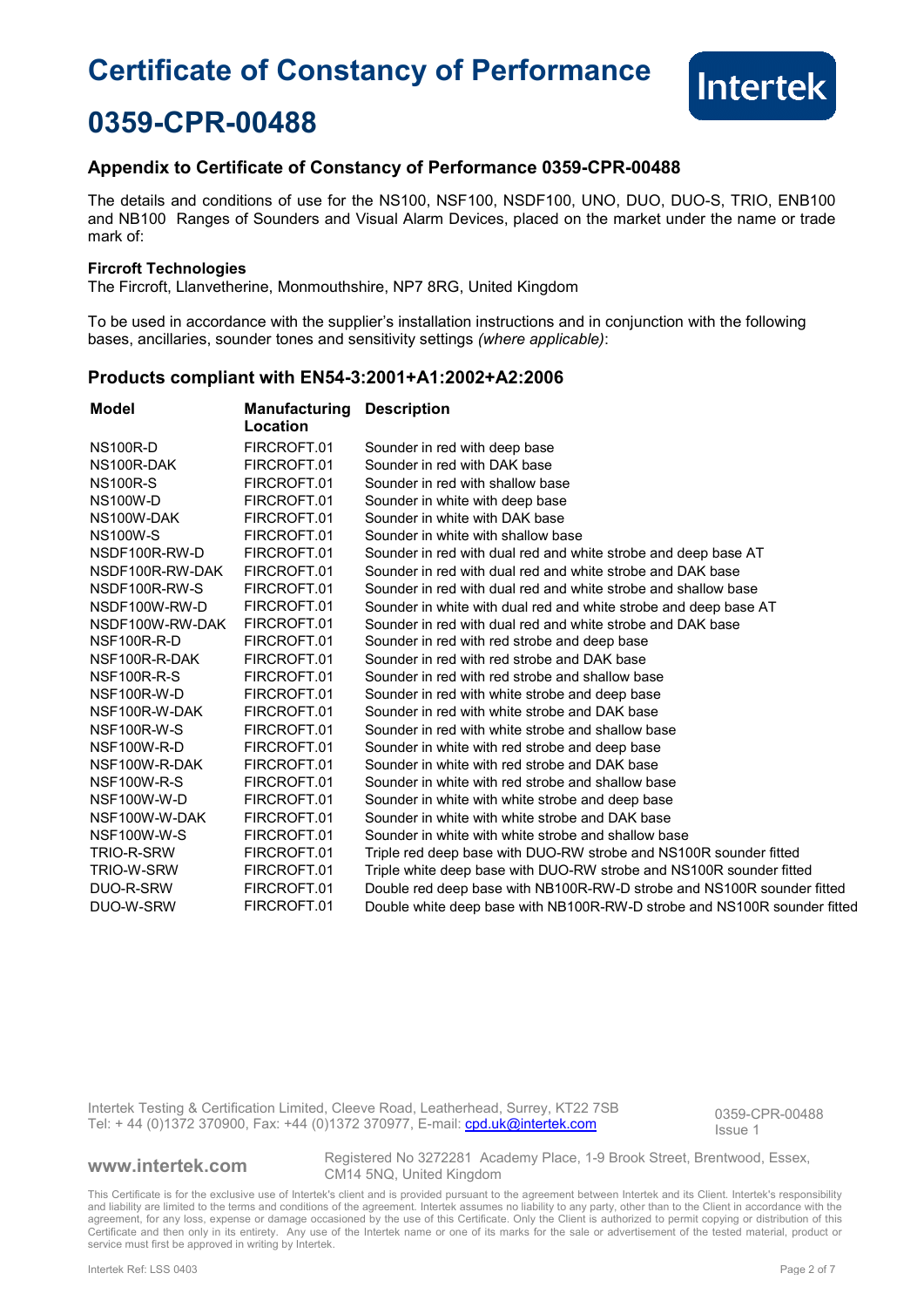# Certificate of Constancy of Performance

# 0359-CPR-00488

## Appendix to Certificate of Constancy of Performance 0359-CPR-00488

The details and conditions of use for the NS100, NSF100, NSDF100, UNO, DUO, DUO-S, TRIO, ENB100 and NB100 Ranges of Sounders and Visual Alarm Devices, placed on the market under the name or trade mark of:

**Fircroft Technologies**
The Fircroft, Llanvetherine, Monmouthshire, NP7 8RG, United Kingdom

To be used in accordance with the supplier's installation instructions and in conjunction with the following bases, ancillaries, sounder tones and sensitivity settings *(where applicable)*:

### Products compliant with EN54-3:2001+A1:2002+A2:2006

| Model | Manufacturing Location | Description |
|---|---|---|
| NS100R-D | FIRCROFT.01 | Sounder in red with deep base |
| NS100R-DAK | FIRCROFT.01 | Sounder in red with DAK base |
| NS100R-S | FIRCROFT.01 | Sounder in red with shallow base |
| NS100W-D | FIRCROFT.01 | Sounder in white with deep base |
| NS100W-DAK | FIRCROFT.01 | Sounder in white with DAK base |
| NS100W-S | FIRCROFT.01 | Sounder in white with shallow base |
| NSDF100R-RW-D | FIRCROFT.01 | Sounder in red with dual red and white strobe and deep base AT |
| NSDF100R-RW-DAK | FIRCROFT.01 | Sounder in red with dual red and white strobe and DAK base |
| NSDF100R-RW-S | FIRCROFT.01 | Sounder in red with dual red and white strobe and shallow base |
| NSDF100W-RW-D | FIRCROFT.01 | Sounder in white with dual red and white strobe and deep base AT |
| NSDF100W-RW-DAK | FIRCROFT.01 | Sounder in red with dual red and white strobe and DAK base |
| NSF100R-R-D | FIRCROFT.01 | Sounder in red with red strobe and deep base |
| NSF100R-R-DAK | FIRCROFT.01 | Sounder in red with red strobe and DAK base |
| NSF100R-R-S | FIRCROFT.01 | Sounder in red with red strobe and shallow base |
| NSF100R-W-D | FIRCROFT.01 | Sounder in red with white strobe and deep base |
| NSF100R-W-DAK | FIRCROFT.01 | Sounder in red with white strobe and DAK base |
| NSF100R-W-S | FIRCROFT.01 | Sounder in red with white strobe and shallow base |
| NSF100W-R-D | FIRCROFT.01 | Sounder in white with red strobe and deep base |
| NSF100W-R-DAK | FIRCROFT.01 | Sounder in white with red strobe and DAK base |
| NSF100W-R-S | FIRCROFT.01 | Sounder in white with red strobe and shallow base |
| NSF100W-W-D | FIRCROFT.01 | Sounder in white with white strobe and deep base |
| NSF100W-W-DAK | FIRCROFT.01 | Sounder in white with white strobe and DAK base |
| NSF100W-W-S | FIRCROFT.01 | Sounder in white with white strobe and shallow base |
| TRIO-R-SRW | FIRCROFT.01 | Triple red deep base with DUO-RW strobe and NS100R sounder fitted |
| TRIO-W-SRW | FIRCROFT.01 | Triple white deep base with DUO-RW strobe and NS100R sounder fitted |
| DUO-R-SRW | FIRCROFT.01 | Double red deep base with NB100R-RW-D strobe and NS100R sounder fitted |
| DUO-W-SRW | FIRCROFT.01 | Double white deep base with NB100R-RW-D strobe and NS100R sounder fitted |

Intertek Testing & Certification Limited, Cleeve Road, Leatherhead, Surrey, KT22 7SB
Tel: + 44 (0)1372 370900, Fax: +44 (0)1372 370977, E-mail: cpd.uk@intertek.com

0359-CPR-00488
Issue 1

www.intertek.com

Registered No 3272281 Academy Place, 1-9 Brook Street, Brentwood, Essex, CM14 5NQ, United Kingdom

This Certificate is for the exclusive use of Intertek's client and is provided pursuant to the agreement between Intertek and its Client. Intertek's responsibility and liability are limited to the terms and conditions of the agreement. Intertek assumes no liability to any party, other than to the Client in accordance with the agreement, for any loss, expense or damage occasioned by the use of this Certificate. Only the Client is authorized to permit copying or distribution of this Certificate and then only in its entirety. Any use of the Intertek name or one of its marks for the sale or advertisement of the tested material, product or service must first be approved in writing by Intertek.

Intertek Ref: LSS 0403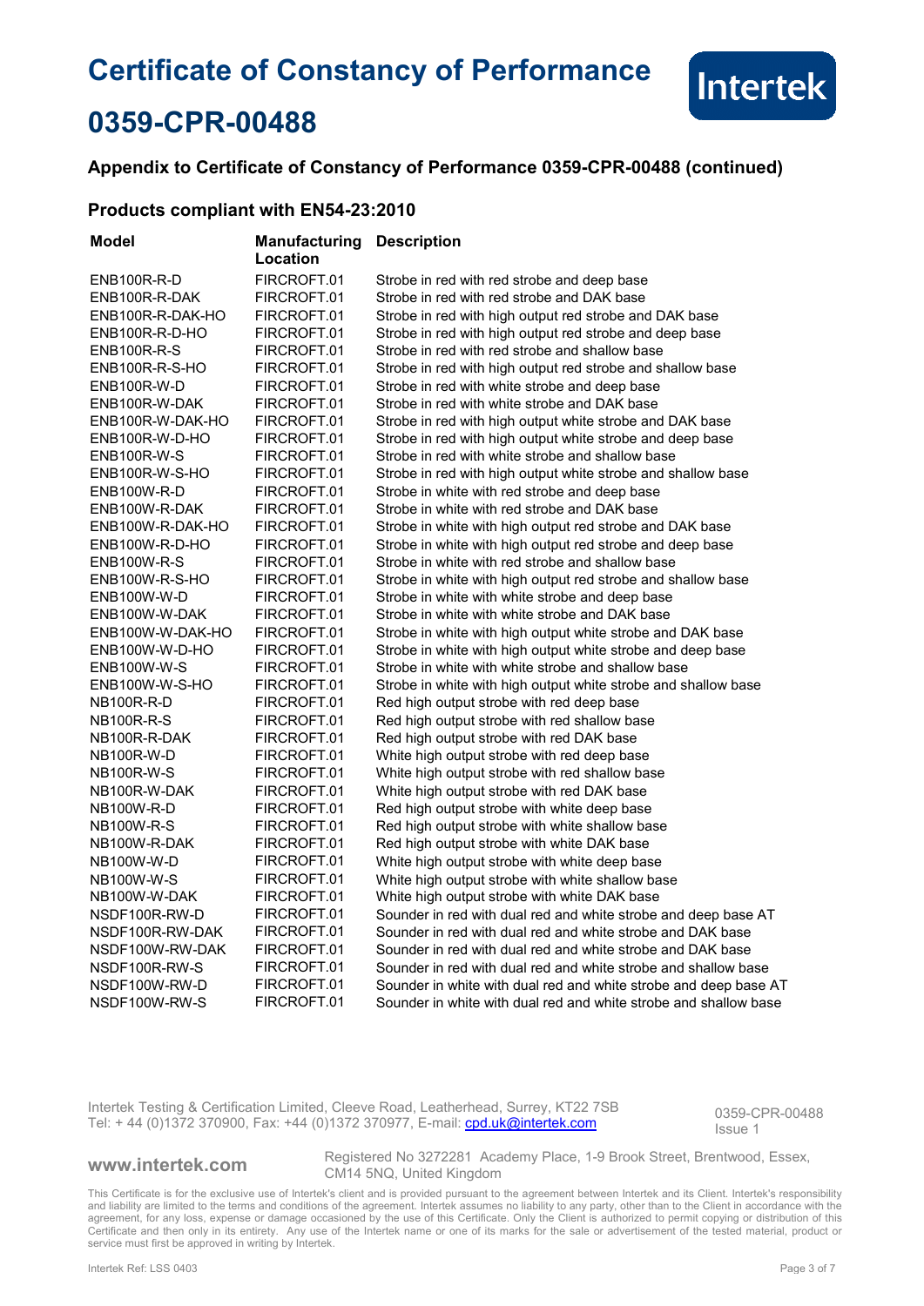# Certificate of Constancy of Performance

# 0359-CPR-00488

### Appendix to Certificate of Constancy of Performance 0359-CPR-00488 (continued)

### Products compliant with EN54-23:2010

| Model | Manufacturing Location | Description |
|---|---|---|
| ENB100R-R-D | FIRCROFT.01 | Strobe in red with red strobe and deep base |
| ENB100R-R-DAK | FIRCROFT.01 | Strobe in red with red strobe and DAK base |
| ENB100R-R-DAK-HO | FIRCROFT.01 | Strobe in red with high output red strobe and DAK base |
| ENB100R-R-D-HO | FIRCROFT.01 | Strobe in red with high output red strobe and deep base |
| ENB100R-R-S | FIRCROFT.01 | Strobe in red with red strobe and shallow base |
| ENB100R-R-S-HO | FIRCROFT.01 | Strobe in red with high output red strobe and shallow base |
| ENB100R-W-D | FIRCROFT.01 | Strobe in red with white strobe and deep base |
| ENB100R-W-DAK | FIRCROFT.01 | Strobe in red with white strobe and DAK base |
| ENB100R-W-DAK-HO | FIRCROFT.01 | Strobe in red with high output white strobe and DAK base |
| ENB100R-W-D-HO | FIRCROFT.01 | Strobe in red with high output white strobe and deep base |
| ENB100R-W-S | FIRCROFT.01 | Strobe in red with white strobe and shallow base |
| ENB100R-W-S-HO | FIRCROFT.01 | Strobe in red with high output white strobe and shallow base |
| ENB100W-R-D | FIRCROFT.01 | Strobe in white with red strobe and deep base |
| ENB100W-R-DAK | FIRCROFT.01 | Strobe in white with red strobe and DAK base |
| ENB100W-R-DAK-HO | FIRCROFT.01 | Strobe in white with high output red strobe and DAK base |
| ENB100W-R-D-HO | FIRCROFT.01 | Strobe in white with high output red strobe and deep base |
| ENB100W-R-S | FIRCROFT.01 | Strobe in white with red strobe and shallow base |
| ENB100W-R-S-HO | FIRCROFT.01 | Strobe in white with high output red strobe and shallow base |
| ENB100W-W-D | FIRCROFT.01 | Strobe in white with white strobe and deep base |
| ENB100W-W-DAK | FIRCROFT.01 | Strobe in white with white strobe and DAK base |
| ENB100W-W-DAK-HO | FIRCROFT.01 | Strobe in white with high output white strobe and DAK base |
| ENB100W-W-D-HO | FIRCROFT.01 | Strobe in white with high output white strobe and deep base |
| ENB100W-W-S | FIRCROFT.01 | Strobe in white with white strobe and shallow base |
| ENB100W-W-S-HO | FIRCROFT.01 | Strobe in white with high output white strobe and shallow base |
| NB100R-R-D | FIRCROFT.01 | Red high output strobe with red deep base |
| NB100R-R-S | FIRCROFT.01 | Red high output strobe with red shallow base |
| NB100R-R-DAK | FIRCROFT.01 | Red high output strobe with red DAK base |
| NB100R-W-D | FIRCROFT.01 | White high output strobe with red deep base |
| NB100R-W-S | FIRCROFT.01 | White high output strobe with red shallow base |
| NB100R-W-DAK | FIRCROFT.01 | White high output strobe with red DAK base |
| NB100W-R-D | FIRCROFT.01 | Red high output strobe with white deep base |
| NB100W-R-S | FIRCROFT.01 | Red high output strobe with white shallow base |
| NB100W-R-DAK | FIRCROFT.01 | Red high output strobe with white DAK base |
| NB100W-W-D | FIRCROFT.01 | White high output strobe with white deep base |
| NB100W-W-S | FIRCROFT.01 | White high output strobe with white shallow base |
| NB100W-W-DAK | FIRCROFT.01 | White high output strobe with white DAK base |
| NSDF100R-RW-D | FIRCROFT.01 | Sounder in red with dual red and white strobe and deep base AT |
| NSDF100R-RW-DAK | FIRCROFT.01 | Sounder in red with dual red and white strobe and DAK base |
| NSDF100W-RW-DAK | FIRCROFT.01 | Sounder in red with dual red and white strobe and DAK base |
| NSDF100R-RW-S | FIRCROFT.01 | Sounder in red with dual red and white strobe and shallow base |
| NSDF100W-RW-D | FIRCROFT.01 | Sounder in white with dual red and white strobe and deep base AT |
| NSDF100W-RW-S | FIRCROFT.01 | Sounder in white with dual red and white strobe and shallow base |

Intertek Testing & Certification Limited, Cleeve Road, Leatherhead, Surrey, KT22 7SB
Tel: + 44 (0)1372 370900, Fax: +44 (0)1372 370977, E-mail: cpd.uk@intertek.com

0359-CPR-00488
Issue 1

www.intertek.com

Registered No 3272281 Academy Place, 1-9 Brook Street, Brentwood, Essex, CM14 5NQ, United Kingdom

This Certificate is for the exclusive use of Intertek's client and is provided pursuant to the agreement between Intertek and its Client. Intertek's responsibility and liability are limited to the terms and conditions of the agreement. Intertek assumes no liability to any party, other than to the Client in accordance with the agreement, for any loss, expense or damage occasioned by the use of this Certificate. Only the Client is authorized to permit copying or distribution of this Certificate and then only in its entirety. Any use of the Intertek name or one of its marks for the sale or advertisement of the tested material, product or service must first be approved in writing by Intertek.

Intertek Ref: LSS 0403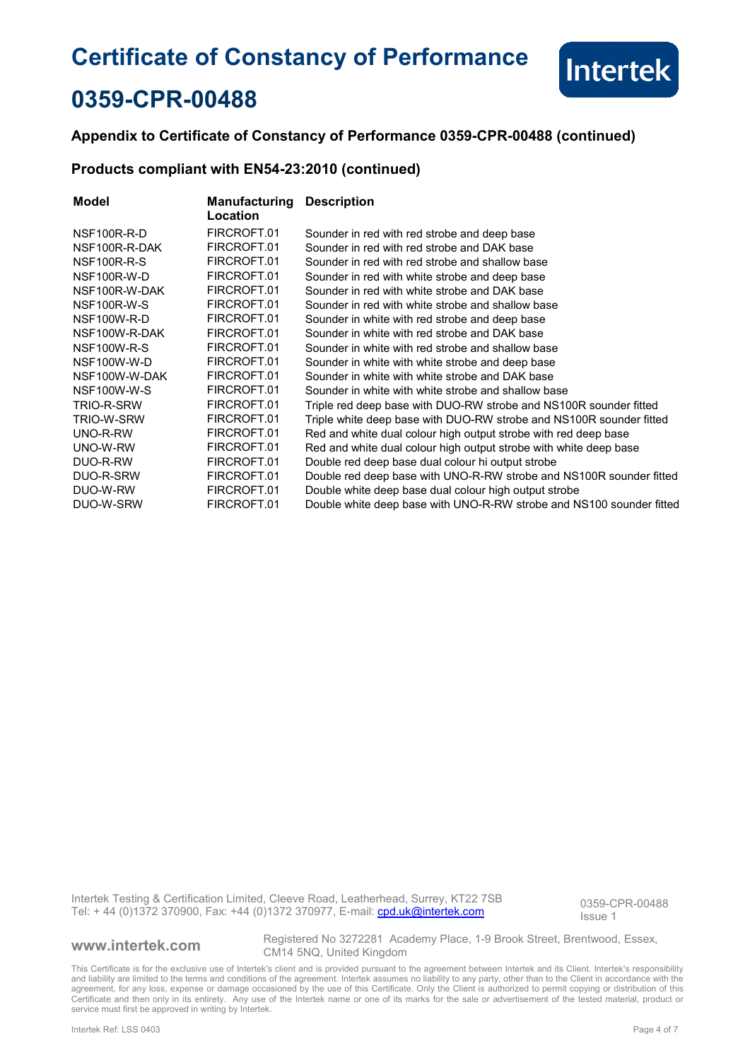# Certificate of Constancy of Performance

# 0359-CPR-00488

### Appendix to Certificate of Constancy of Performance 0359-CPR-00488 (continued)

### Products compliant with EN54-23:2010 (continued)

| Model | Manufacturing Location | Description |
|---|---|---|
| NSF100R-R-D | FIRCROFT.01 | Sounder in red with red strobe and deep base |
| NSF100R-R-DAK | FIRCROFT.01 | Sounder in red with red strobe and DAK base |
| NSF100R-R-S | FIRCROFT.01 | Sounder in red with red strobe and shallow base |
| NSF100R-W-D | FIRCROFT.01 | Sounder in red with white strobe and deep base |
| NSF100R-W-DAK | FIRCROFT.01 | Sounder in red with white strobe and DAK base |
| NSF100R-W-S | FIRCROFT.01 | Sounder in red with white strobe and shallow base |
| NSF100W-R-D | FIRCROFT.01 | Sounder in white with red strobe and deep base |
| NSF100W-R-DAK | FIRCROFT.01 | Sounder in white with red strobe and DAK base |
| NSF100W-R-S | FIRCROFT.01 | Sounder in white with red strobe and shallow base |
| NSF100W-W-D | FIRCROFT.01 | Sounder in white with white strobe and deep base |
| NSF100W-W-DAK | FIRCROFT.01 | Sounder in white with white strobe and DAK base |
| NSF100W-W-S | FIRCROFT.01 | Sounder in white with white strobe and shallow base |
| TRIO-R-SRW | FIRCROFT.01 | Triple red deep base with DUO-RW strobe and NS100R sounder fitted |
| TRIO-W-SRW | FIRCROFT.01 | Triple white deep base with DUO-RW strobe and NS100R sounder fitted |
| UNO-R-RW | FIRCROFT.01 | Red and white dual colour high output strobe with red deep base |
| UNO-W-RW | FIRCROFT.01 | Red and white dual colour high output strobe with white deep base |
| DUO-R-RW | FIRCROFT.01 | Double red deep base dual colour hi output strobe |
| DUO-R-SRW | FIRCROFT.01 | Double red deep base with UNO-R-RW strobe and NS100R sounder fitted |
| DUO-W-RW | FIRCROFT.01 | Double white deep base dual colour high output strobe |
| DUO-W-SRW | FIRCROFT.01 | Double white deep base with UNO-R-RW strobe and NS100 sounder fitted |

Intertek Testing & Certification Limited, Cleeve Road, Leatherhead, Surrey, KT22 7SB
Tel: + 44 (0)1372 370900, Fax: +44 (0)1372 370977, E-mail: cpd.uk@intertek.com

0359-CPR-00488
Issue 1

www.intertek.com

Registered No 3272281 Academy Place, 1-9 Brook Street, Brentwood, Essex, CM14 5NQ, United Kingdom

This Certificate is for the exclusive use of Intertek's client and is provided pursuant to the agreement between Intertek and its Client. Intertek's responsibility and liability are limited to the terms and conditions of the agreement. Intertek assumes no liability to any party, other than to the Client in accordance with the agreement, for any loss, expense or damage occasioned by the use of this Certificate. Only the Client is authorized to permit copying or distribution of this Certificate and then only in its entirety. Any use of the Intertek name or one of its marks for the sale or advertisement of the tested material, product or service must first be approved in writing by Intertek.

Intertek Ref: LSS 0403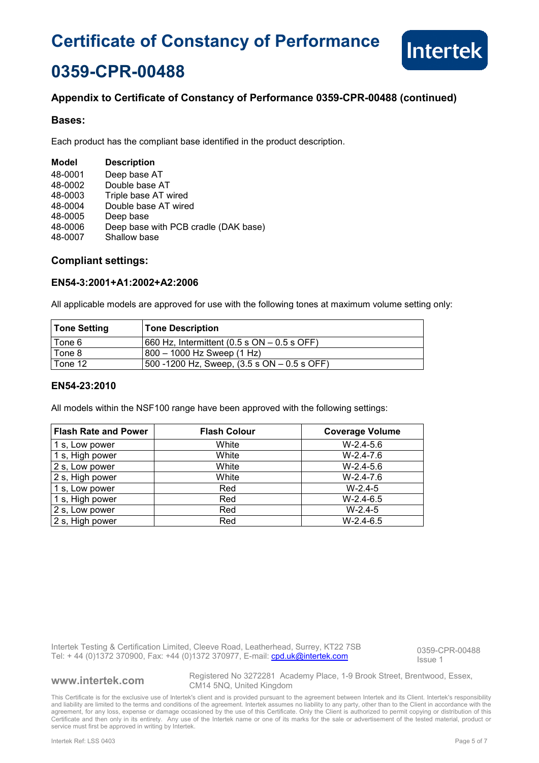# Certificate of Constancy of Performance

# 0359-CPR-00488

### Appendix to Certificate of Constancy of Performance 0359-CPR-00488 (continued)

### Bases:

Each product has the compliant base identified in the product description.

| Model | Description |
|---|---|
| 48-0001 | Deep base AT |
| 48-0002 | Double base AT |
| 48-0003 | Triple base AT wired |
| 48-0004 | Double base AT wired |
| 48-0005 | Deep base |
| 48-0006 | Deep base with PCB cradle (DAK base) |
| 48-0007 | Shallow base |

### Compliant settings:

#### EN54-3:2001+A1:2002+A2:2006

All applicable models are approved for use with the following tones at maximum volume setting only:

| Tone Setting | Tone Description |
|---|---|
| Tone 6 | 660 Hz, Intermittent (0.5 s ON – 0.5 s OFF) |
| Tone 8 | 800 – 1000 Hz Sweep (1 Hz) |
| Tone 12 | 500 -1200 Hz, Sweep, (3.5 s ON – 0.5 s OFF) |

#### EN54-23:2010

All models within the NSF100 range have been approved with the following settings:

| Flash Rate and Power | Flash Colour | Coverage Volume |
|---|---|---|
| 1 s, Low power | White | W-2.4-5.6 |
| 1 s, High power | White | W-2.4-7.6 |
| 2 s, Low power | White | W-2.4-5.6 |
| 2 s, High power | White | W-2.4-7.6 |
| 1 s, Low power | Red | W-2.4-5 |
| 1 s, High power | Red | W-2.4-6.5 |
| 2 s, Low power | Red | W-2.4-5 |
| 2 s, High power | Red | W-2.4-6.5 |

Intertek Testing & Certification Limited, Cleeve Road, Leatherhead, Surrey, KT22 7SB
Tel: + 44 (0)1372 370900, Fax: +44 (0)1372 370977, E-mail: cpd.uk@intertek.com

0359-CPR-00488
Issue 1

www.intertek.com

Registered No 3272281 Academy Place, 1-9 Brook Street, Brentwood, Essex, CM14 5NQ, United Kingdom

This Certificate is for the exclusive use of Intertek's client and is provided pursuant to the agreement between Intertek and its Client. Intertek's responsibility and liability are limited to the terms and conditions of the agreement. Intertek assumes no liability to any party, other than to the Client in accordance with the agreement, for any loss, expense or damage occasioned by the use of this Certificate. Only the Client is authorized to permit copying or distribution of this Certificate and then only in its entirety. Any use of the Intertek name or one of its marks for the sale or advertisement of the tested material, product or service must first be approved in writing by Intertek.

Intertek Ref: LSS 0403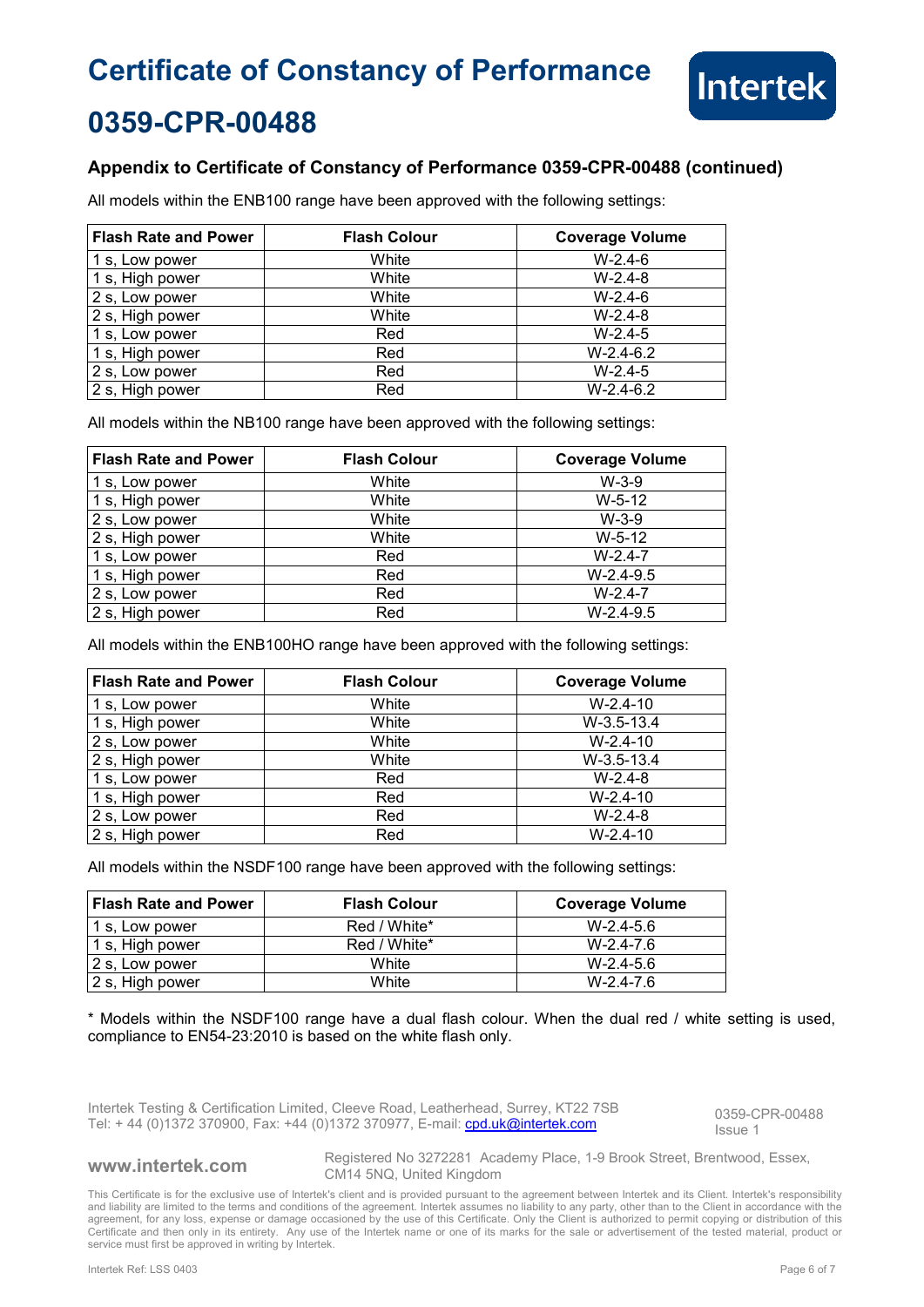# Certificate of Constancy of Performance

# 0359-CPR-00488

### Appendix to Certificate of Constancy of Performance 0359-CPR-00488 (continued)

All models within the ENB100 range have been approved with the following settings:

| Flash Rate and Power | Flash Colour | Coverage Volume |
|---|---|---|
| 1 s, Low power | White | W-2.4-6 |
| 1 s, High power | White | W-2.4-8 |
| 2 s, Low power | White | W-2.4-6 |
| 2 s, High power | White | W-2.4-8 |
| 1 s, Low power | Red | W-2.4-5 |
| 1 s, High power | Red | W-2.4-6.2 |
| 2 s, Low power | Red | W-2.4-5 |
| 2 s, High power | Red | W-2.4-6.2 |

All models within the NB100 range have been approved with the following settings:

| Flash Rate and Power | Flash Colour | Coverage Volume |
|---|---|---|
| 1 s, Low power | White | W-3-9 |
| 1 s, High power | White | W-5-12 |
| 2 s, Low power | White | W-3-9 |
| 2 s, High power | White | W-5-12 |
| 1 s, Low power | Red | W-2.4-7 |
| 1 s, High power | Red | W-2.4-9.5 |
| 2 s, Low power | Red | W-2.4-7 |
| 2 s, High power | Red | W-2.4-9.5 |

All models within the ENB100HO range have been approved with the following settings:

| Flash Rate and Power | Flash Colour | Coverage Volume |
|---|---|---|
| 1 s, Low power | White | W-2.4-10 |
| 1 s, High power | White | W-3.5-13.4 |
| 2 s, Low power | White | W-2.4-10 |
| 2 s, High power | White | W-3.5-13.4 |
| 1 s, Low power | Red | W-2.4-8 |
| 1 s, High power | Red | W-2.4-10 |
| 2 s, Low power | Red | W-2.4-8 |
| 2 s, High power | Red | W-2.4-10 |

All models within the NSDF100 range have been approved with the following settings:

| Flash Rate and Power | Flash Colour | Coverage Volume |
|---|---|---|
| 1 s, Low power | Red / White* | W-2.4-5.6 |
| 1 s, High power | Red / White* | W-2.4-7.6 |
| 2 s, Low power | White | W-2.4-5.6 |
| 2 s, High power | White | W-2.4-7.6 |

* Models within the NSDF100 range have a dual flash colour. When the dual red / white setting is used, compliance to EN54-23:2010 is based on the white flash only.

Intertek Testing & Certification Limited, Cleeve Road, Leatherhead, Surrey, KT22 7SB
Tel: + 44 (0)1372 370900, Fax: +44 (0)1372 370977, E-mail: cpd.uk@intertek.com

0359-CPR-00488
Issue 1

www.intertek.com

Registered No 3272281 Academy Place, 1-9 Brook Street, Brentwood, Essex, CM14 5NQ, United Kingdom

This Certificate is for the exclusive use of Intertek's client and is provided pursuant to the agreement between Intertek and its Client. Intertek's responsibility and liability are limited to the terms and conditions of the agreement. Intertek assumes no liability to any party, other than to the Client in accordance with the agreement, for any loss, expense or damage occasioned by the use of this Certificate. Only the Client is authorized to permit copying or distribution of this Certificate and then only in its entirety. Any use of the Intertek name or one of its marks for the sale or advertisement of the tested material, product or service must first be approved in writing by Intertek.

Intertek Ref: LSS 0403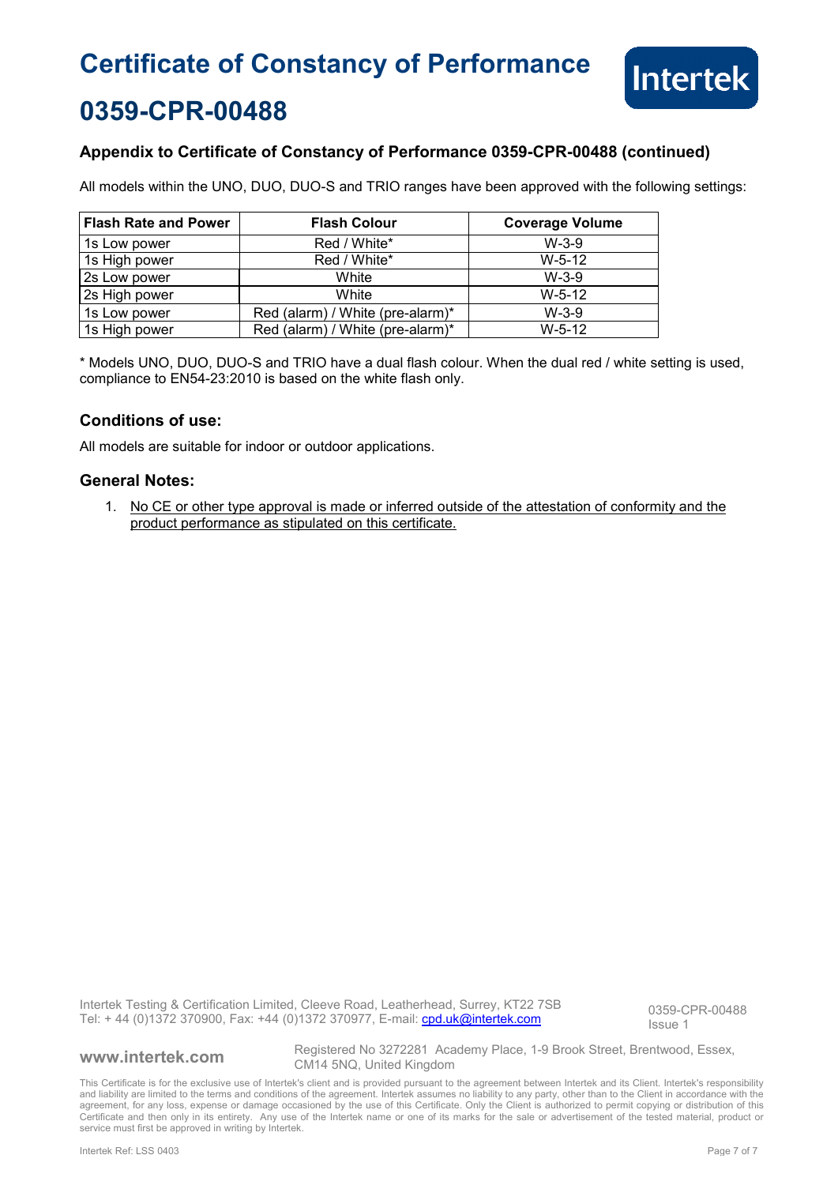# Certificate of Constancy of Performance

# 0359-CPR-00488

### Appendix to Certificate of Constancy of Performance 0359-CPR-00488 (continued)

All models within the UNO, DUO, DUO-S and TRIO ranges have been approved with the following settings:

| Flash Rate and Power | Flash Colour | Coverage Volume |
|---|---|---|
| 1s Low power | Red / White* | W-3-9 |
| 1s High power | Red / White* | W-5-12 |
| 2s Low power | White | W-3-9 |
| 2s High power | White | W-5-12 |
| 1s Low power | Red (alarm) / White (pre-alarm)* | W-3-9 |
| 1s High power | Red (alarm) / White (pre-alarm)* | W-5-12 |

* Models UNO, DUO, DUO-S and TRIO have a dual flash colour. When the dual red / white setting is used, compliance to EN54-23:2010 is based on the white flash only.

### Conditions of use:

All models are suitable for indoor or outdoor applications.

### General Notes:

1. No CE or other type approval is made or inferred outside of the attestation of conformity and the product performance as stipulated on this certificate.

Intertek Testing & Certification Limited, Cleeve Road, Leatherhead, Surrey, KT22 7SB
Tel: + 44 (0)1372 370900, Fax: +44 (0)1372 370977, E-mail: cpd.uk@intertek.com

0359-CPR-00488
Issue 1

www.intertek.com

Registered No 3272281 Academy Place, 1-9 Brook Street, Brentwood, Essex, CM14 5NQ, United Kingdom

This Certificate is for the exclusive use of Intertek's client and is provided pursuant to the agreement between Intertek and its Client. Intertek's responsibility and liability are limited to the terms and conditions of the agreement. Intertek assumes no liability to any party, other than to the Client in accordance with the agreement, for any loss, expense or damage occasioned by the use of this Certificate. Only the Client is authorized to permit copying or distribution of this Certificate and then only in its entirety. Any use of the Intertek name or one of its marks for the sale or advertisement of the tested material, product or service must first be approved in writing by Intertek.

Intertek Ref: LSS 0403